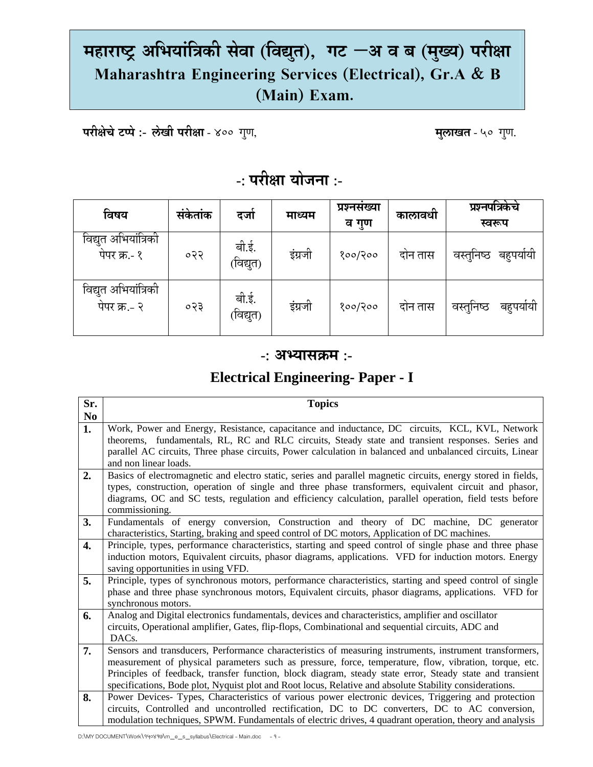# महाराष्ट्र अभियांत्रिकी सेवा (विद्युत), गट –अ व ब (मुख्य) परीक्षा
# Maharashtra Engineering Services (Electrical), Gr.A & B (Main) Exam.

**परीक्षेचे टप्पे :- लेखी परीक्षा** - ४०० गुण, **मुलाखत** - ५० गुण.

## -: परीक्षा योजना :-

| विषय | संकेतांक | दर्जा | माध्यम | प्रश्नसंख्या व गुण | कालावधी | प्रश्नपत्रिकेचे स्वरूप |
|---|---|---|---|---|---|---|
| विद्युत अभियांत्रिकी पेपर क्र.- १ | ०२२ | बी.ई. (विद्युत) | इंग्रजी | १००/२०० | दोन तास | वस्तुनिष्ठ बहुपर्यायी |
| विद्युत अभियांत्रिकी पेपर क्र.- २ | ०२३ | बी.ई. (विद्युत) | इंग्रजी | १००/२०० | दोन तास | वस्तुनिष्ठ बहुपर्यायी |

## -: अभ्यासक्रम :-

## Electrical Engineering- Paper - I

| Sr. No | Topics |
|---|---|
| **1.** | Work, Power and Energy, Resistance, capacitance and inductance, DC circuits, KCL, KVL, Network theorems, fundamentals, RL, RC and RLC circuits, Steady state and transient responses. Series and parallel AC circuits, Three phase circuits, Power calculation in balanced and unbalanced circuits, Linear and non linear loads. |
| **2.** | Basics of electromagnetic and electro static, series and parallel magnetic circuits, energy stored in fields, types, construction, operation of single and three phase transformers, equivalent circuit and phasor, diagrams, OC and SC tests, regulation and efficiency calculation, parallel operation, field tests before commissioning. |
| **3.** | Fundamentals of energy conversion, Construction and theory of DC machine, DC generator characteristics, Starting, braking and speed control of DC motors, Application of DC machines. |
| **4.** | Principle, types, performance characteristics, starting and speed control of single phase and three phase induction motors, Equivalent circuits, phasor diagrams, applications. VFD for induction motors. Energy saving opportunities in using VFD. |
| **5.** | Principle, types of synchronous motors, performance characteristics, starting and speed control of single phase and three phase synchronous motors, Equivalent circuits, phasor diagrams, applications. VFD for synchronous motors. |
| **6.** | Analog and Digital electronics fundamentals, devices and characteristics, amplifier and oscillator circuits, Operational amplifier, Gates, flip-flops, Combinational and sequential circuits, ADC and DACs. |
| **7.** | Sensors and transducers, Performance characteristics of measuring instruments, instrument transformers, measurement of physical parameters such as pressure, force, temperature, flow, vibration, torque, etc. Principles of feedback, transfer function, block diagram, steady state error, Steady state and transient specifications, Bode plot, Nyquist plot and Root locus, Relative and absolute Stability considerations. |
| **8.** | Power Devices- Types, Characteristics of various power electronic devices, Triggering and protection circuits, Controlled and uncontrolled rectification, DC to DC converters, DC to AC conversion, modulation techniques, SPWM. Fundamentals of electric drives, 4 quadrant operation, theory and analysis |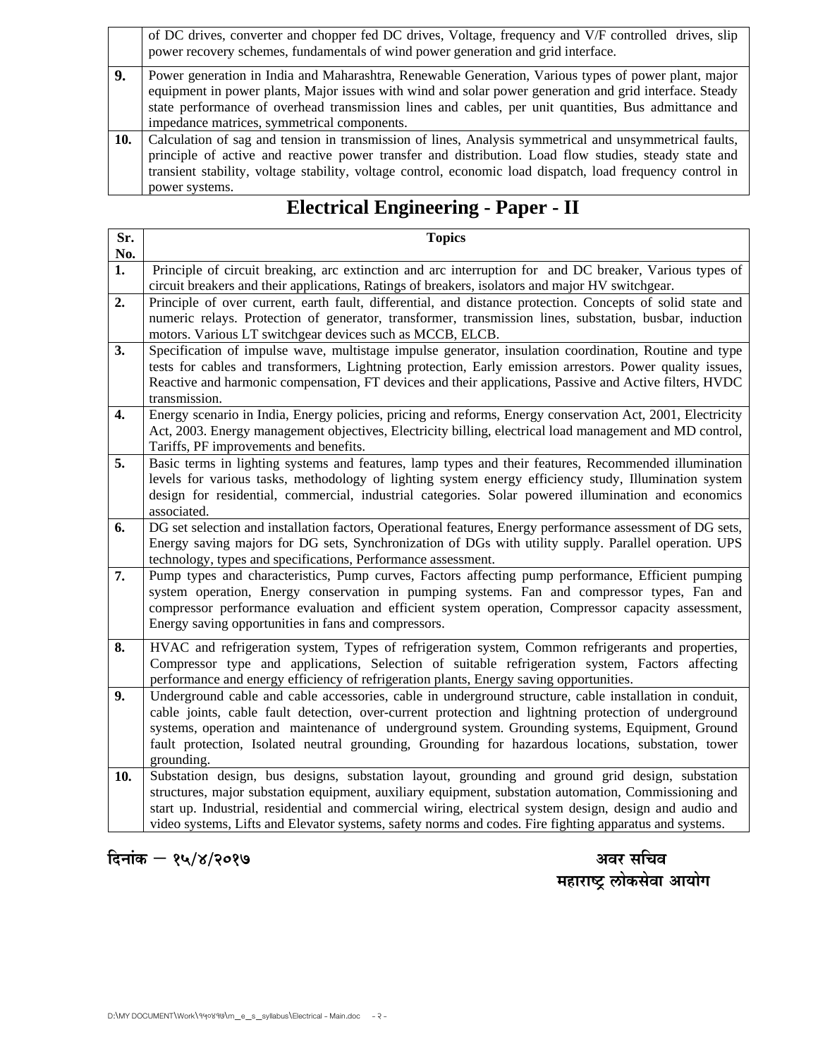| | |
|---|---|
| | of DC drives, converter and chopper fed DC drives, Voltage, frequency and V/F controlled drives, slip power recovery schemes, fundamentals of wind power generation and grid interface. |
| **9.** | Power generation in India and Maharashtra, Renewable Generation, Various types of power plant, major equipment in power plants, Major issues with wind and solar power generation and grid interface. Steady state performance of overhead transmission lines and cables, per unit quantities, Bus admittance and impedance matrices, symmetrical components. |
| **10.** | Calculation of sag and tension in transmission of lines, Analysis symmetrical and unsymmetrical faults, principle of active and reactive power transfer and distribution. Load flow studies, steady state and transient stability, voltage stability, voltage control, economic load dispatch, load frequency control in power systems. |

# Electrical Engineering - Paper - II

| Sr. No. | Topics |
|---|---|
| **1.** | Principle of circuit breaking, arc extinction and arc interruption for and DC breaker, Various types of circuit breakers and their applications, Ratings of breakers, isolators and major HV switchgear. |
| **2.** | Principle of over current, earth fault, differential, and distance protection. Concepts of solid state and numeric relays. Protection of generator, transformer, transmission lines, substation, busbar, induction motors. Various LT switchgear devices such as MCCB, ELCB. |
| **3.** | Specification of impulse wave, multistage impulse generator, insulation coordination, Routine and type tests for cables and transformers, Lightning protection, Early emission arrestors. Power quality issues, Reactive and harmonic compensation, FT devices and their applications, Passive and Active filters, HVDC transmission. |
| **4.** | Energy scenario in India, Energy policies, pricing and reforms, Energy conservation Act, 2001, Electricity Act, 2003. Energy management objectives, Electricity billing, electrical load management and MD control, Tariffs, PF improvements and benefits. |
| **5.** | Basic terms in lighting systems and features, lamp types and their features, Recommended illumination levels for various tasks, methodology of lighting system energy efficiency study, Illumination system design for residential, commercial, industrial categories. Solar powered illumination and economics associated. |
| **6.** | DG set selection and installation factors, Operational features, Energy performance assessment of DG sets, Energy saving majors for DG sets, Synchronization of DGs with utility supply. Parallel operation. UPS technology, types and specifications, Performance assessment. |
| **7.** | Pump types and characteristics, Pump curves, Factors affecting pump performance, Efficient pumping system operation, Energy conservation in pumping systems. Fan and compressor types, Fan and compressor performance evaluation and efficient system operation, Compressor capacity assessment, Energy saving opportunities in fans and compressors. |
| **8.** | HVAC and refrigeration system, Types of refrigeration system, Common refrigerants and properties, Compressor type and applications, Selection of suitable refrigeration system, Factors affecting performance and energy efficiency of refrigeration plants, Energy saving opportunities. |
| **9.** | Underground cable and cable accessories, cable in underground structure, cable installation in conduit, cable joints, cable fault detection, over-current protection and lightning protection of underground systems, operation and maintenance of underground system. Grounding systems, Equipment, Ground fault protection, Isolated neutral grounding, Grounding for hazardous locations, substation, tower grounding. |
| **10.** | Substation design, bus designs, substation layout, grounding and ground grid design, substation structures, major substation equipment, auxiliary equipment, substation automation, Commissioning and start up. Industrial, residential and commercial wiring, electrical system design, design and audio and video systems, Lifts and Elevator systems, safety norms and codes. Fire fighting apparatus and systems. |

**दिनांक – १५/४/२०१७**

**अवर सचिव**
**महाराष्ट्र लोकसेवा आयोग**